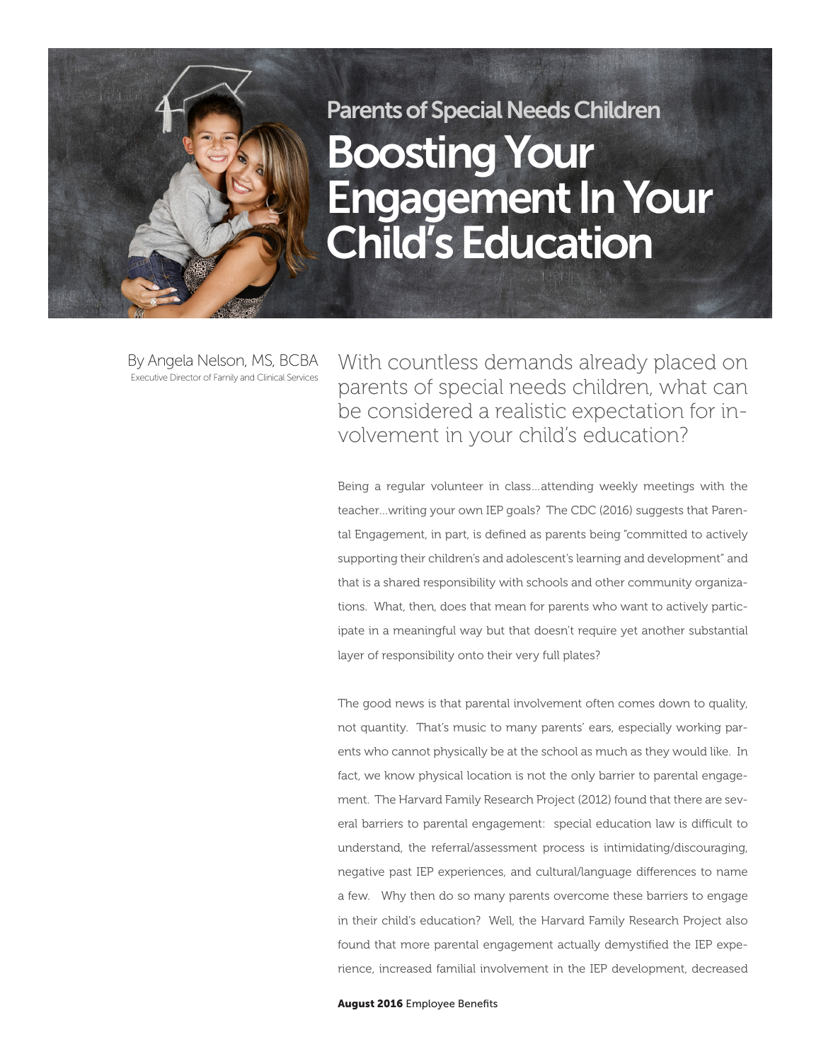Parents of Special Needs Children

# Boosting Your Engagement In Your Child's Education

By Angela Nelson, MS, BCBA
Executive Director of Family and Clinical Services

## With countless demands already placed on parents of special needs children, what can be considered a realistic expectation for involvement in your child's education?

Being a regular volunteer in class…attending weekly meetings with the teacher…writing your own IEP goals? The CDC (2016) suggests that Parental Engagement, in part, is defined as parents being "committed to actively supporting their children's and adolescent's learning and development" and that is a shared responsibility with schools and other community organizations. What, then, does that mean for parents who want to actively participate in a meaningful way but that doesn't require yet another substantial layer of responsibility onto their very full plates?

The good news is that parental involvement often comes down to quality, not quantity. That's music to many parents' ears, especially working parents who cannot physically be at the school as much as they would like. In fact, we know physical location is not the only barrier to parental engagement. The Harvard Family Research Project (2012) found that there are several barriers to parental engagement: special education law is difficult to understand, the referral/assessment process is intimidating/discouraging, negative past IEP experiences, and cultural/language differences to name a few. Why then do so many parents overcome these barriers to engage in their child's education? Well, the Harvard Family Research Project also found that more parental engagement actually demystified the IEP experience, increased familial involvement in the IEP development, decreased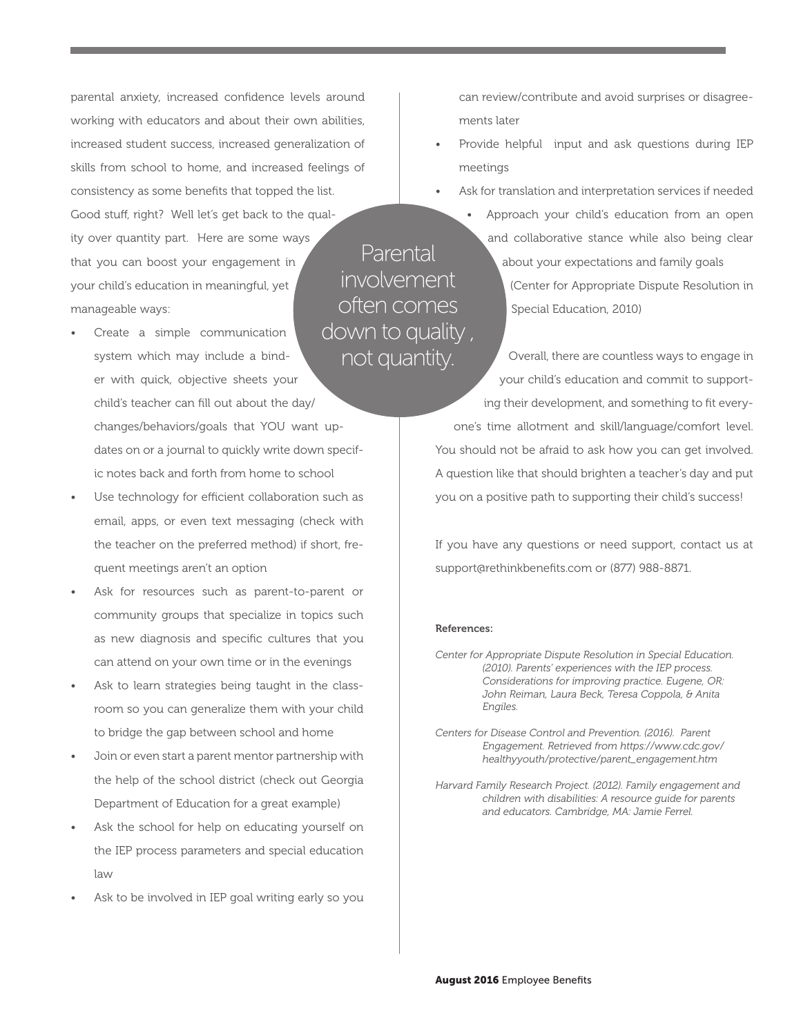parental anxiety, increased confidence levels around working with educators and about their own abilities, increased student success, increased generalization of skills from school to home, and increased feelings of consistency as some benefits that topped the list. Good stuff, right? Well let's get back to the quality over quantity part. Here are some ways that you can boost your engagement in your child's education in meaningful, yet manageable ways:

> Parental involvement often comes down to quality , not quantity.

- Create a simple communication system which may include a binder with quick, objective sheets your child's teacher can fill out about the day/changes/behaviors/goals that YOU want updates on or a journal to quickly write down specific notes back and forth from home to school
- Use technology for efficient collaboration such as email, apps, or even text messaging (check with the teacher on the preferred method) if short, frequent meetings aren't an option
- Ask for resources such as parent-to-parent or community groups that specialize in topics such as new diagnosis and specific cultures that you can attend on your own time or in the evenings
- Ask to learn strategies being taught in the classroom so you can generalize them with your child to bridge the gap between school and home
- Join or even start a parent mentor partnership with the help of the school district (check out Georgia Department of Education for a great example)
- Ask the school for help on educating yourself on the IEP process parameters and special education law
- Ask to be involved in IEP goal writing early so you can review/contribute and avoid surprises or disagreements later
- Provide helpful input and ask questions during IEP meetings
- Ask for translation and interpretation services if needed
- Approach your child's education from an open and collaborative stance while also being clear about your expectations and family goals (Center for Appropriate Dispute Resolution in Special Education, 2010)

Overall, there are countless ways to engage in your child's education and commit to supporting their development, and something to fit everyone's time allotment and skill/language/comfort level. You should not be afraid to ask how you can get involved. A question like that should brighten a teacher's day and put you on a positive path to supporting their child's success!

If you have any questions or need support, contact us at support@rethinkbenefits.com or (877) 988-8871.

**References:**

*Center for Appropriate Dispute Resolution in Special Education. (2010). Parents' experiences with the IEP process. Considerations for improving practice. Eugene, OR: John Reiman, Laura Beck, Teresa Coppola, & Anita Engiles.*

*Centers for Disease Control and Prevention. (2016). Parent Engagement. Retrieved from https://www.cdc.gov/healthyyouth/protective/parent_engagement.htm*

*Harvard Family Research Project. (2012). Family engagement and children with disabilities: A resource guide for parents and educators. Cambridge, MA: Jamie Ferrel.*